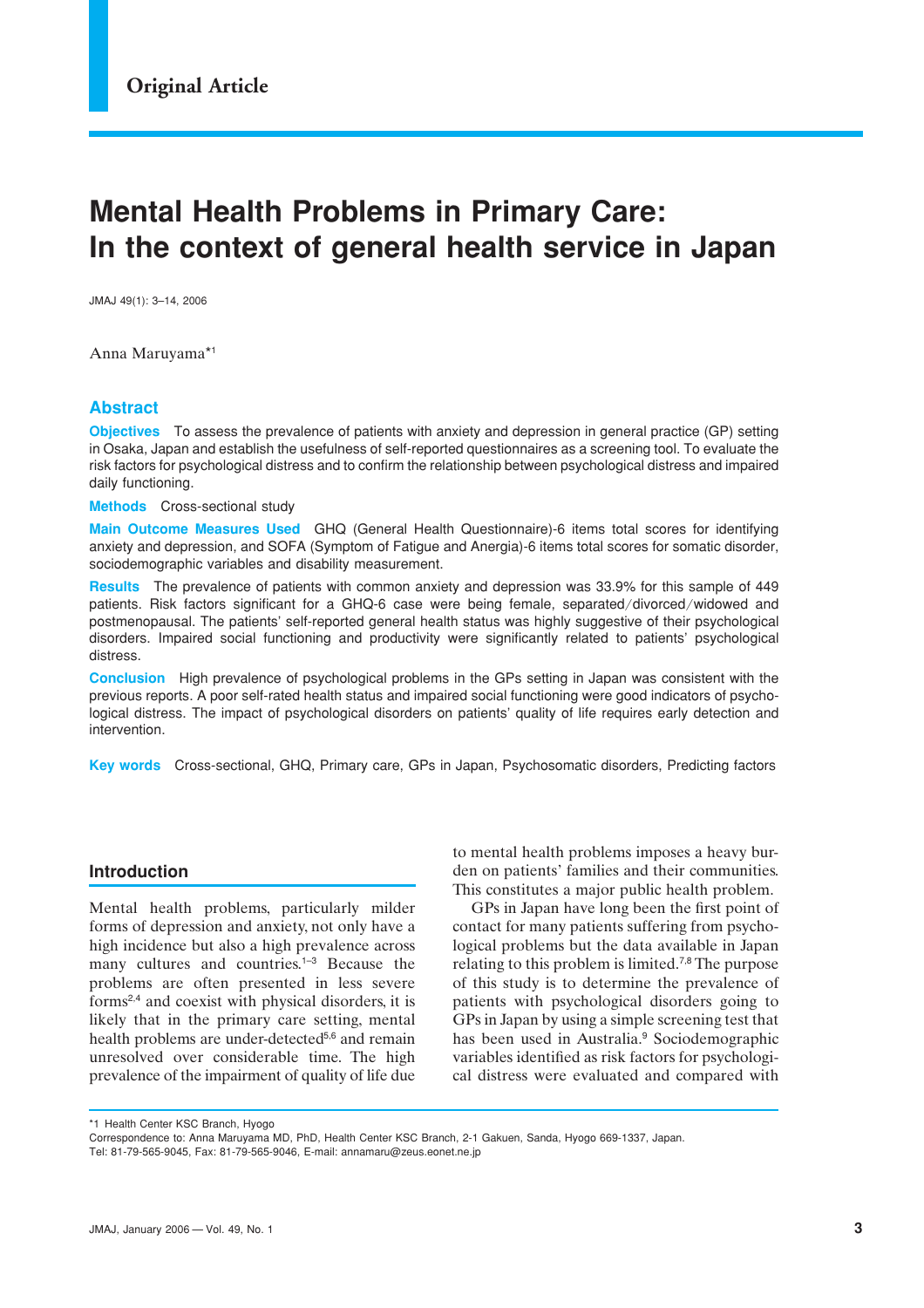Original Article

# Mental Health Problems in Primary Care: In the context of general health service in Japan

JMAJ 49(1): 3–14, 2006

Anna Maruyama*[1]

## Abstract

**Objectives** To assess the prevalence of patients with anxiety and depression in general practice (GP) setting in Osaka, Japan and establish the usefulness of self-reported questionnaires as a screening tool. To evaluate the risk factors for psychological distress and to confirm the relationship between psychological distress and impaired daily functioning.

**Methods** Cross-sectional study

**Main Outcome Measures Used** GHQ (General Health Questionnaire)-6 items total scores for identifying anxiety and depression, and SOFA (Symptom of Fatigue and Anergia)-6 items total scores for somatic disorder, sociodemographic variables and disability measurement.

**Results** The prevalence of patients with common anxiety and depression was 33.9% for this sample of 449 patients. Risk factors significant for a GHQ-6 case were being female, separated/divorced/widowed and postmenopausal. The patients' self-reported general health status was highly suggestive of their psychological disorders. Impaired social functioning and productivity were significantly related to patients' psychological distress.

**Conclusion** High prevalence of psychological problems in the GPs setting in Japan was consistent with the previous reports. A poor self-rated health status and impaired social functioning were good indicators of psychological distress. The impact of psychological disorders on patients' quality of life requires early detection and intervention.

**Key words** Cross-sectional, GHQ, Primary care, GPs in Japan, Psychosomatic disorders, Predicting factors

## Introduction

Mental health problems, particularly milder forms of depression and anxiety, not only have a high incidence but also a high prevalence across many cultures and countries.[1–3] Because the problems are often presented in less severe forms[2,4] and coexist with physical disorders, it is likely that in the primary care setting, mental health problems are under-detected[5,6] and remain unresolved over considerable time. The high prevalence of the impairment of quality of life due to mental health problems imposes a heavy burden on patients' families and their communities. This constitutes a major public health problem.

GPs in Japan have long been the first point of contact for many patients suffering from psychological problems but the data available in Japan relating to this problem is limited.[7,8] The purpose of this study is to determine the prevalence of patients with psychological disorders going to GPs in Japan by using a simple screening test that has been used in Australia.[9] Sociodemographic variables identified as risk factors for psychological distress were evaluated and compared with

---

*1 Health Center KSC Branch, Hyogo

Correspondence to: Anna Maruyama MD, PhD, Health Center KSC Branch, 2-1 Gakuen, Sanda, Hyogo 669-1337, Japan.
Tel: 81-79-565-9045, Fax: 81-79-565-9046, E-mail: annamaru@zeus.eonet.ne.jp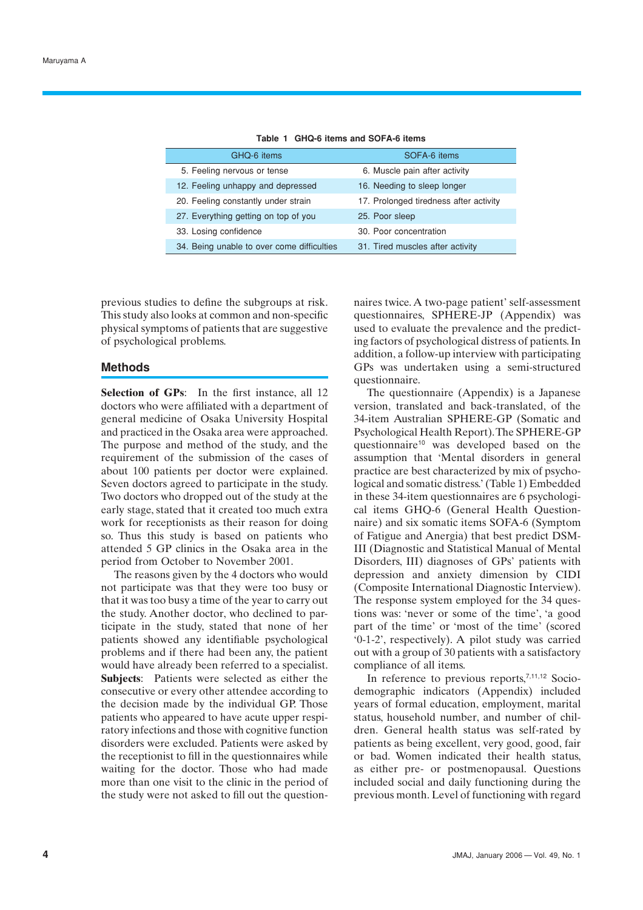**Table 1 GHQ-6 items and SOFA-6 items**

| GHQ-6 items | SOFA-6 items |
|---|---|
| 5. Feeling nervous or tense | 6. Muscle pain after activity |
| 12. Feeling unhappy and depressed | 16. Needing to sleep longer |
| 20. Feeling constantly under strain | 17. Prolonged tiredness after activity |
| 27. Everything getting on top of you | 25. Poor sleep |
| 33. Losing confidence | 30. Poor concentration |
| 34. Being unable to over come difficulties | 31. Tired muscles after activity |

previous studies to define the subgroups at risk. This study also looks at common and non-specific physical symptoms of patients that are suggestive of psychological problems.

## Methods

**Selection of GPs**: In the first instance, all 12 doctors who were affiliated with a department of general medicine of Osaka University Hospital and practiced in the Osaka area were approached. The purpose and method of the study, and the requirement of the submission of the cases of about 100 patients per doctor were explained. Seven doctors agreed to participate in the study. Two doctors who dropped out of the study at the early stage, stated that it created too much extra work for receptionists as their reason for doing so. Thus this study is based on patients who attended 5 GP clinics in the Osaka area in the period from October to November 2001.

The reasons given by the 4 doctors who would not participate was that they were too busy or that it was too busy a time of the year to carry out the study. Another doctor, who declined to participate in the study, stated that none of her patients showed any identifiable psychological problems and if there had been any, the patient would have already been referred to a specialist.

**Subjects**: Patients were selected as either the consecutive or every other attendee according to the decision made by the individual GP. Those patients who appeared to have acute upper respiratory infections and those with cognitive function disorders were excluded. Patients were asked by the receptionist to fill in the questionnaires while waiting for the doctor. Those who had made more than one visit to the clinic in the period of the study were not asked to fill out the questionnaires twice. A two-page patient' self-assessment questionnaires, SPHERE-JP (Appendix) was used to evaluate the prevalence and the predicting factors of psychological distress of patients. In addition, a follow-up interview with participating GPs was undertaken using a semi-structured questionnaire.

The questionnaire (Appendix) is a Japanese version, translated and back-translated, of the 34-item Australian SPHERE-GP (Somatic and Psychological Health Report). The SPHERE-GP questionnaire[10] was developed based on the assumption that 'Mental disorders in general practice are best characterized by mix of psychological and somatic distress.' (Table 1) Embedded in these 34-item questionnaires are 6 psychological items GHQ-6 (General Health Questionnaire) and six somatic items SOFA-6 (Symptom of Fatigue and Anergia) that best predict DSM-III (Diagnostic and Statistical Manual of Mental Disorders, III) diagnoses of GPs' patients with depression and anxiety dimension by CIDI (Composite International Diagnostic Interview). The response system employed for the 34 questions was: 'never or some of the time', 'a good part of the time' or 'most of the time' (scored '0-1-2', respectively). A pilot study was carried out with a group of 30 patients with a satisfactory compliance of all items.

In reference to previous reports,[7,11,12] Socio-demographic indicators (Appendix) included years of formal education, employment, marital status, household number, and number of children. General health status was self-rated by patients as being excellent, very good, good, fair or bad. Women indicated their health status, as either pre- or postmenopausal. Questions included social and daily functioning during the previous month. Level of functioning with regard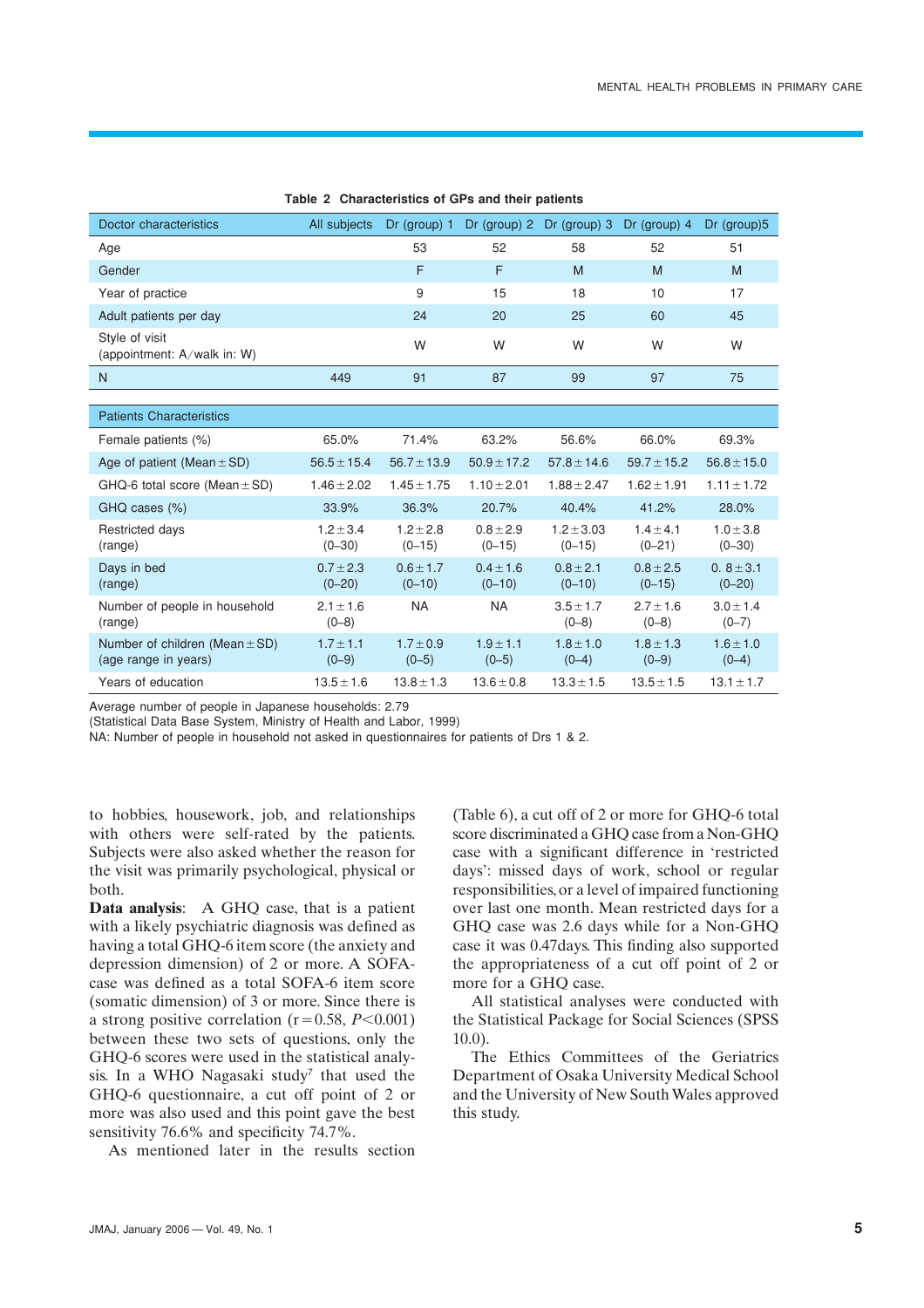**Table 2 Characteristics of GPs and their patients**

| Doctor characteristics | All subjects | Dr (group) 1 | Dr (group) 2 | Dr (group) 3 | Dr (group) 4 | Dr (group)5 |
|---|---|---|---|---|---|---|
| Age | | 53 | 52 | 58 | 52 | 51 |
| Gender | | F | F | M | M | M |
| Year of practice | | 9 | 15 | 18 | 10 | 17 |
| Adult patients per day | | 24 | 20 | 25 | 60 | 45 |
| Style of visit (appointment: A/walk in: W) | | W | W | W | W | W |
| N | 449 | 91 | 87 | 99 | 97 | 75 |
| **Patients Characteristics** | | | | | | |
| Female patients (%) | 65.0% | 71.4% | 63.2% | 56.6% | 66.0% | 69.3% |
| Age of patient (Mean ± SD) | 56.5 ± 15.4 | 56.7 ± 13.9 | 50.9 ± 17.2 | 57.8 ± 14.6 | 59.7 ± 15.2 | 56.8 ± 15.0 |
| GHQ-6 total score (Mean ± SD) | 1.46 ± 2.02 | 1.45 ± 1.75 | 1.10 ± 2.01 | 1.88 ± 2.47 | 1.62 ± 1.91 | 1.11 ± 1.72 |
| GHQ cases (%) | 33.9% | 36.3% | 20.7% | 40.4% | 41.2% | 28.0% |
| Restricted days (range) | 1.2 ± 3.4 (0–30) | 1.2 ± 2.8 (0–15) | 0.8 ± 2.9 (0–15) | 1.2 ± 3.03 (0–15) | 1.4 ± 4.1 (0–21) | 1.0 ± 3.8 (0–30) |
| Days in bed (range) | 0.7 ± 2.3 (0–20) | 0.6 ± 1.7 (0–10) | 0.4 ± 1.6 (0–10) | 0.8 ± 2.1 (0–10) | 0.8 ± 2.5 (0–15) | 0. 8 ± 3.1 (0–20) |
| Number of people in household (range) | 2.1 ± 1.6 (0–8) | NA | NA | 3.5 ± 1.7 (0–8) | 2.7 ± 1.6 (0–8) | 3.0 ± 1.4 (0–7) |
| Number of children (Mean ± SD) (age range in years) | 1.7 ± 1.1 (0–9) | 1.7 ± 0.9 (0–5) | 1.9 ± 1.1 (0–5) | 1.8 ± 1.0 (0–4) | 1.8 ± 1.3 (0–9) | 1.6 ± 1.0 (0–4) |
| Years of education | 13.5 ± 1.6 | 13.8 ± 1.3 | 13.6 ± 0.8 | 13.3 ± 1.5 | 13.5 ± 1.5 | 13.1 ± 1.7 |

Average number of people in Japanese households: 2.79
(Statistical Data Base System, Ministry of Health and Labor, 1999)
NA: Number of people in household not asked in questionnaires for patients of Drs 1 & 2.

to hobbies, housework, job, and relationships with others were self-rated by the patients. Subjects were also asked whether the reason for the visit was primarily psychological, physical or both.

**Data analysis**: A GHQ case, that is a patient with a likely psychiatric diagnosis was defined as having a total GHQ-6 item score (the anxiety and depression dimension) of 2 or more. A SOFA-case was defined as a total SOFA-6 item score (somatic dimension) of 3 or more. Since there is a strong positive correlation ($r = 0.58$, $P < 0.001$) between these two sets of questions, only the GHQ-6 scores were used in the statistical analysis. In a WHO Nagasaki study[7] that used the GHQ-6 questionnaire, a cut off point of 2 or more was also used and this point gave the best sensitivity 76.6% and specificity 74.7%.

As mentioned later in the results section (Table 6), a cut off of 2 or more for GHQ-6 total score discriminated a GHQ case from a Non-GHQ case with a significant difference in 'restricted days': missed days of work, school or regular responsibilities, or a level of impaired functioning over last one month. Mean restricted days for a GHQ case was 2.6 days while for a Non-GHQ case it was 0.47days. This finding also supported the appropriateness of a cut off point of 2 or more for a GHQ case.

All statistical analyses were conducted with the Statistical Package for Social Sciences (SPSS 10.0).

The Ethics Committees of the Geriatrics Department of Osaka University Medical School and the University of New South Wales approved this study.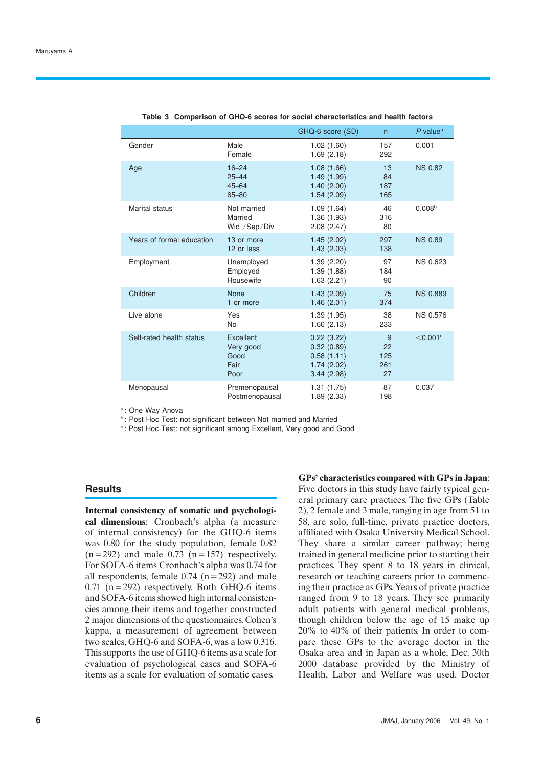**Table 3 Comparison of GHQ-6 scores for social characteristics and health factors**

| | | GHQ-6 score (SD) | n | *P* value[a] |
|---|---|---|---|---|
| Gender | Male | 1.02 (1.60) | 157 | 0.001 |
| | Female | 1.69 (2.18) | 292 | |
| Age | 16–24 | 1.08 (1.66) | 13 | NS 0.82 |
| | 25–44 | 1.49 (1.99) | 84 | |
| | 45–64 | 1.40 (2.00) | 187 | |
| | 65–80 | 1.54 (2.09) | 165 | |
| Marital status | Not married | 1.09 (1.64) | 46 | 0.008[b] |
| | Married | 1.36 (1.93) | 316 | |
| | Wid /Sep/Div | 2.08 (2.47) | 80 | |
| Years of formal education | 13 or more | 1.45 (2.02) | 297 | NS 0.89 |
| | 12 or less | 1.43 (2.03) | 138 | |
| Employment | Unemployed | 1.39 (2.20) | 97 | NS 0.623 |
| | Employed | 1.39 (1.88) | 184 | |
| | Housewife | 1.63 (2.21) | 90 | |
| Children | None | 1.43 (2.09) | 75 | NS 0.889 |
| | 1 or more | 1.46 (2.01) | 374 | |
| Live alone | Yes | 1.39 (1.95) | 38 | NS 0.576 |
| | No | 1.60 (2.13) | 233 | |
| Self-rated health status | Excellent | 0.22 (3.22) | 9 | <0.001[c] |
| | Very good | 0.32 (0.89) | 22 | |
| | Good | 0.58 (1.11) | 125 | |
| | Fair | 1.74 (2.02) | 261 | |
| | Poor | 3.44 (2.98) | 27 | |
| Menopausal | Premenopausal | 1.31 (1.75) | 87 | 0.037 |
| | Postmenopausal | 1.89 (2.33) | 198 | |

[a]: One Way Anova
[b]: Post Hoc Test: not significant between Not married and Married
[c]: Post Hoc Test: not significant among Excellent, Very good and Good

## Results

**Internal consistency of somatic and psychological dimensions**: Cronbach's alpha (a measure of internal consistency) for the GHQ-6 items was 0.80 for the study population, female 0.82 (n=292) and male 0.73 (n=157) respectively. For SOFA-6 items Cronbach's alpha was 0.74 for all respondents, female 0.74 (n=292) and male 0.71 (n=292) respectively. Both GHQ-6 items and SOFA-6 items showed high internal consistencies among their items and together constructed 2 major dimensions of the questionnaires. Cohen's kappa, a measurement of agreement between two scales, GHQ-6 and SOFA-6, was a low 0.316. This supports the use of GHQ-6 items as a scale for evaluation of psychological cases and SOFA-6 items as a scale for evaluation of somatic cases.

**GPs' characteristics compared with GPs in Japan**: Five doctors in this study have fairly typical general primary care practices. The five GPs (Table 2), 2 female and 3 male, ranging in age from 51 to 58, are solo, full-time, private practice doctors, affiliated with Osaka University Medical School. They share a similar career pathway; being trained in general medicine prior to starting their practices. They spent 8 to 18 years in clinical, research or teaching careers prior to commencing their practice as GPs. Years of private practice ranged from 9 to 18 years. They see primarily adult patients with general medical problems, though children below the age of 15 make up 20% to 40% of their patients. In order to compare these GPs to the average doctor in the Osaka area and in Japan as a whole, Dec. 30th 2000 database provided by the Ministry of Health, Labor and Welfare was used. Doctor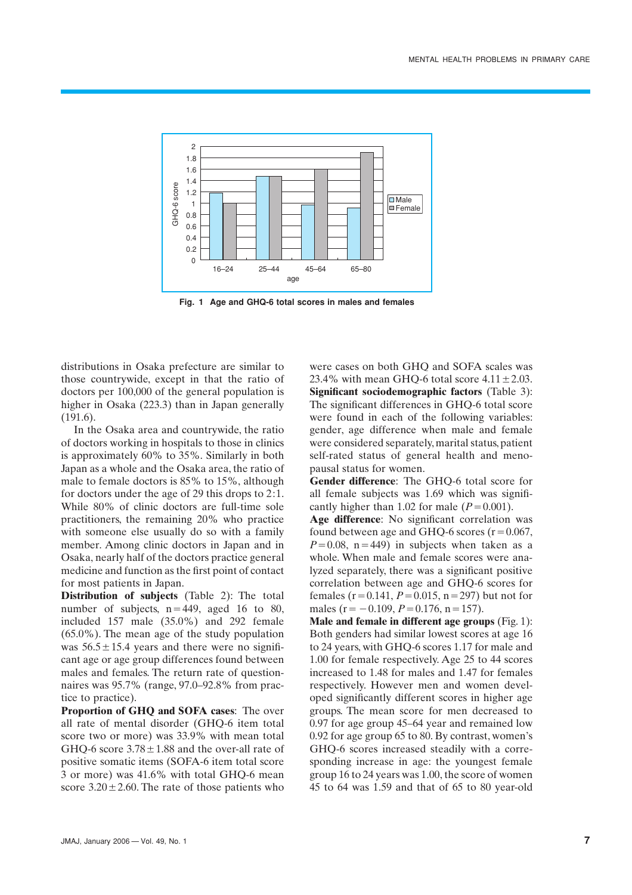Fig. 1 Age and GHQ-6 total scores in males and females

distributions in Osaka prefecture are similar to those countrywide, except in that the ratio of doctors per 100,000 of the general population is higher in Osaka (223.3) than in Japan generally (191.6).

In the Osaka area and countrywide, the ratio of doctors working in hospitals to those in clinics is approximately 60% to 35%. Similarly in both Japan as a whole and the Osaka area, the ratio of male to female doctors is 85% to 15%, although for doctors under the age of 29 this drops to 2:1. While 80% of clinic doctors are full-time sole practitioners, the remaining 20% who practice with someone else usually do so with a family member. Among clinic doctors in Japan and in Osaka, nearly half of the doctors practice general medicine and function as the first point of contact for most patients in Japan.

**Distribution of subjects** (Table 2): The total number of subjects, n = 449, aged 16 to 80, included 157 male (35.0%) and 292 female (65.0%). The mean age of the study population was 56.5 ± 15.4 years and there were no significant age or age group differences found between males and females. The return rate of questionnaires was 95.7% (range, 97.0–92.8% from practice to practice).

**Proportion of GHQ and SOFA cases**: The over all rate of mental disorder (GHQ-6 item total score two or more) was 33.9% with mean total GHQ-6 score 3.78 ± 1.88 and the over-all rate of positive somatic items (SOFA-6 item total score 3 or more) was 41.6% with total GHQ-6 mean score 3.20 ± 2.60. The rate of those patients who were cases on both GHQ and SOFA scales was 23.4% with mean GHQ-6 total score 4.11 ± 2.03.

**Significant sociodemographic factors** (Table 3): The significant differences in GHQ-6 total score were found in each of the following variables: gender, age difference when male and female were considered separately, marital status, patient self-rated status of general health and menopausal status for women.

**Gender difference**: The GHQ-6 total score for all female subjects was 1.69 which was significantly higher than 1.02 for male ($P = 0.001$).

**Age difference**: No significant correlation was found between age and GHQ-6 scores ($r = 0.067$, $P = 0.08$, $n = 449$) in subjects when taken as a whole. When male and female scores were analyzed separately, there was a significant positive correlation between age and GHQ-6 scores for females ($r = 0.141$, $P = 0.015$, $n = 297$) but not for males ($r = -0.109$, $P = 0.176$, $n = 157$).

**Male and female in different age groups** (Fig. 1): Both genders had similar lowest scores at age 16 to 24 years, with GHQ-6 scores 1.17 for male and 1.00 for female respectively. Age 25 to 44 scores increased to 1.48 for males and 1.47 for females respectively. However men and women developed significantly different scores in higher age groups. The mean score for men decreased to 0.97 for age group 45–64 year and remained low 0.92 for age group 65 to 80. By contrast, women's GHQ-6 scores increased steadily with a corresponding increase in age: the youngest female group 16 to 24 years was 1.00, the score of women 45 to 64 was 1.59 and that of 65 to 80 year-old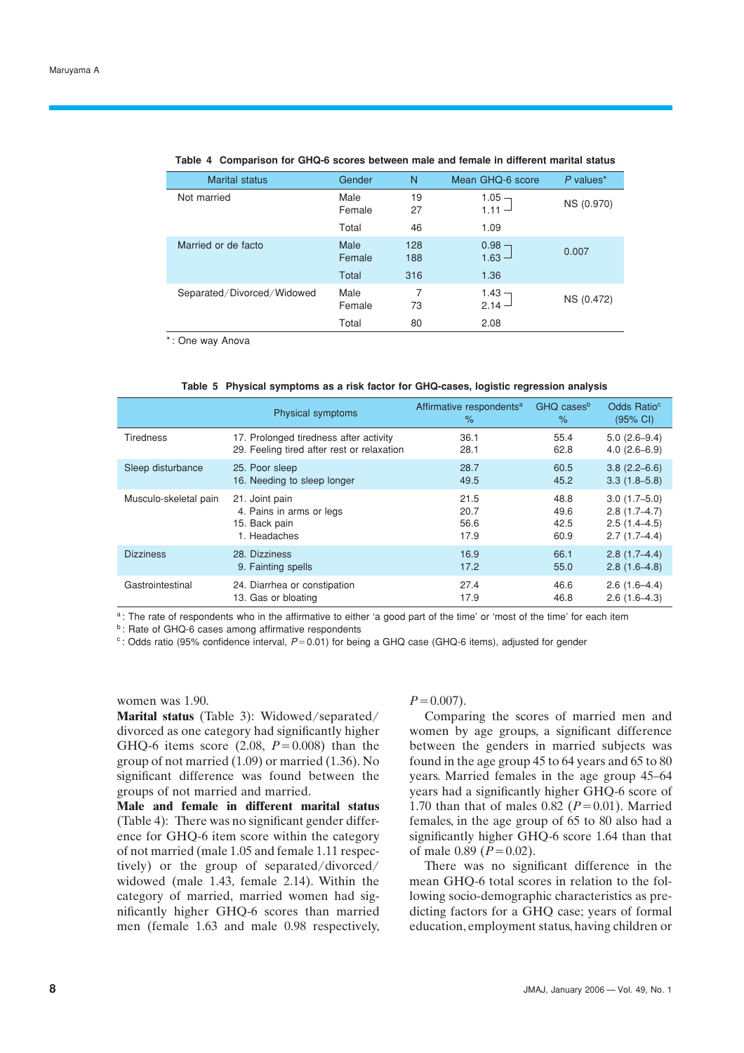**Table 4 Comparison for GHQ-6 scores between male and female in different marital status**

| Marital status | Gender | N | Mean GHQ-6 score | P values* |
|---|---|---|---|---|
| Not married | Male | 19 | 1.05 | NS (0.970) |
| | Female | 27 | 1.11 | |
| | Total | 46 | 1.09 | |
| Married or de facto | Male | 128 | 0.98 | 0.007 |
| | Female | 188 | 1.63 | |
| | Total | 316 | 1.36 | |
| Separated/Divorced/Widowed | Male | 7 | 1.43 | NS (0.472) |
| | Female | 73 | 2.14 | |
| | Total | 80 | 2.08 | |

*: One way Anova

**Table 5 Physical symptoms as a risk factor for GHQ-cases, logistic regression analysis**

| Physical symptoms | | Affirmative respondents[a] % | GHQ cases[b] % | Odds Ratio[c] (95% CI) |
|---|---|---|---|---|
| Tiredness | 17. Prolonged tiredness after activity | 36.1 | 55.4 | 5.0 (2.6–9.4) |
| | 29. Feeling tired after rest or relaxation | 28.1 | 62.8 | 4.0 (2.6–6.9) |
| Sleep disturbance | 25. Poor sleep | 28.7 | 60.5 | 3.8 (2.2–6.6) |
| | 16. Needing to sleep longer | 49.5 | 45.2 | 3.3 (1.8–5.8) |
| Musculo-skeletal pain | 21. Joint pain | 21.5 | 48.8 | 3.0 (1.7–5.0) |
| | 4. Pains in arms or legs | 20.7 | 49.6 | 2.8 (1.7–4.7) |
| | 15. Back pain | 56.6 | 42.5 | 2.5 (1.4–4.5) |
| | 1. Headaches | 17.9 | 60.9 | 2.7 (1.7–4.4) |
| Dizziness | 28. Dizziness | 16.9 | 66.1 | 2.8 (1.7–4.4) |
| | 9. Fainting spells | 17.2 | 55.0 | 2.8 (1.6–4.8) |
| Gastrointestinal | 24. Diarrhea or constipation | 27.4 | 46.6 | 2.6 (1.6–4.4) |
| | 13. Gas or bloating | 17.9 | 46.8 | 2.6 (1.6–4.3) |

[a]: The rate of respondents who in the affirmative to either 'a good part of the time' or 'most of the time' for each item
[b]: Rate of GHQ-6 cases among affirmative respondents
[c]: Odds ratio (95% confidence interval, $P = 0.01$) for being a GHQ case (GHQ-6 items), adjusted for gender

women was 1.90.

**Marital status** (Table 3): Widowed/separated/divorced as one category had significantly higher GHQ-6 items score (2.08, $P = 0.008$) than the group of not married (1.09) or married (1.36). No significant difference was found between the groups of not married and married.

**Male and female in different marital status** (Table 4): There was no significant gender difference for GHQ-6 item score within the category of not married (male 1.05 and female 1.11 respectively) or the group of separated/divorced/widowed (male 1.43, female 2.14). Within the category of married, married women had significantly higher GHQ-6 scores than married men (female 1.63 and male 0.98 respectively, $P = 0.007$).

Comparing the scores of married men and women by age groups, a significant difference between the genders in married subjects was found in the age group 45 to 64 years and 65 to 80 years. Married females in the age group 45–64 years had a significantly higher GHQ-6 score of 1.70 than that of males 0.82 ($P = 0.01$). Married females, in the age group of 65 to 80 also had a significantly higher GHQ-6 score 1.64 than that of male 0.89 ($P = 0.02$).

There was no significant difference in the mean GHQ-6 total scores in relation to the following socio-demographic characteristics as predicting factors for a GHQ case; years of formal education, employment status, having children or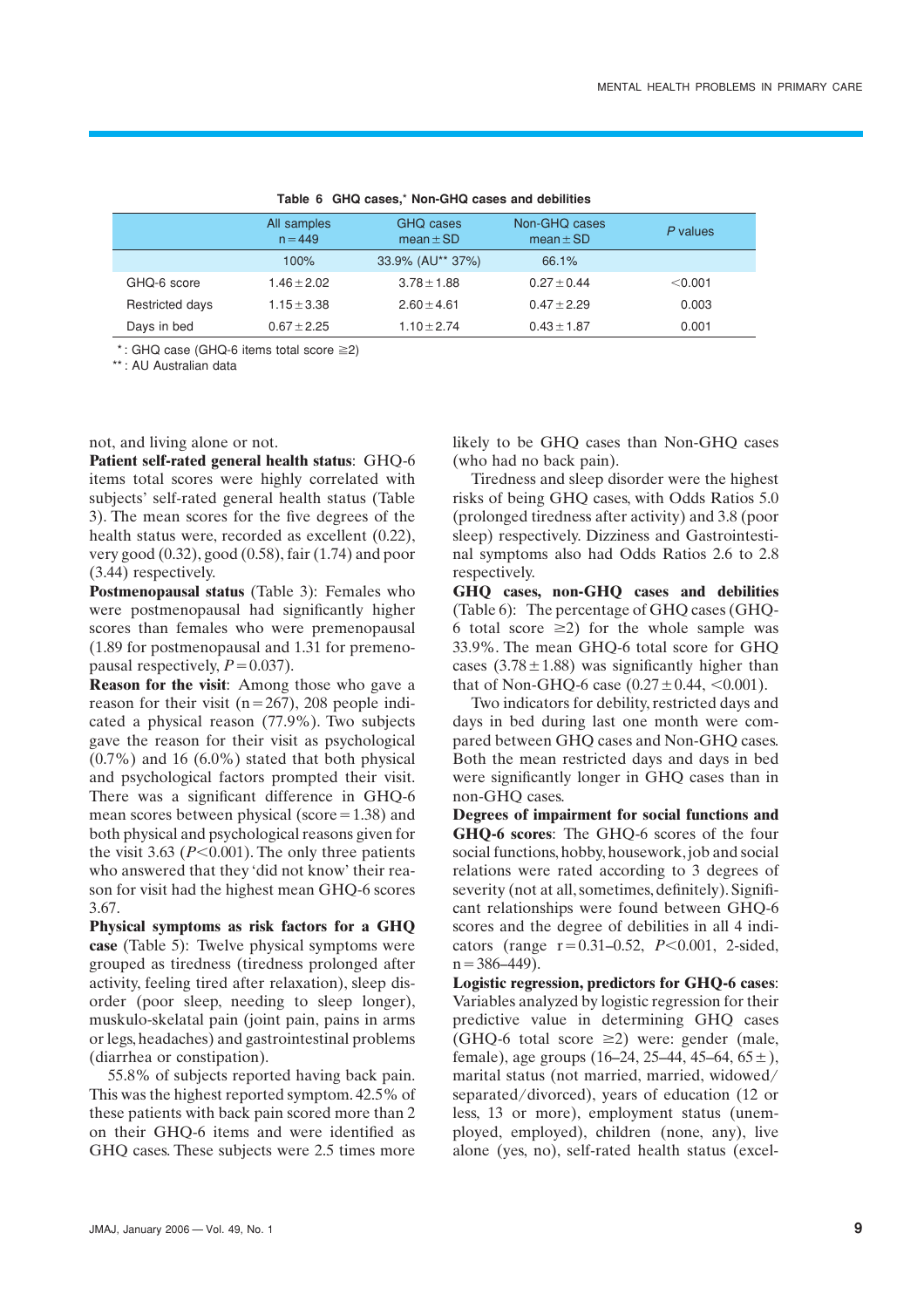Table 6 GHQ cases,* Non-GHQ cases and debilities

| | All samples n = 449 | GHQ cases mean ± SD | Non-GHQ cases mean ± SD | *P* values |
|---|---|---|---|---|
| | 100% | 33.9% (AU** 37%) | 66.1% | |
| GHQ-6 score | 1.46 ± 2.02 | 3.78 ± 1.88 | 0.27 ± 0.44 | <0.001 |
| Restricted days | 1.15 ± 3.38 | 2.60 ± 4.61 | 0.47 ± 2.29 | 0.003 |
| Days in bed | 0.67 ± 2.25 | 1.10 ± 2.74 | 0.43 ± 1.87 | 0.001 |

*: GHQ case (GHQ-6 items total score ≧2)
**: AU Australian data

not, and living alone or not.

**Patient self-rated general health status**: GHQ-6 items total scores were highly correlated with subjects' self-rated general health status (Table 3). The mean scores for the five degrees of the health status were, recorded as excellent (0.22), very good (0.32), good (0.58), fair (1.74) and poor (3.44) respectively.

**Postmenopausal status** (Table 3): Females who were postmenopausal had significantly higher scores than females who were premenopausal (1.89 for postmenopausal and 1.31 for premenopausal respectively, $P = 0.037$).

**Reason for the visit**: Among those who gave a reason for their visit (n = 267), 208 people indicated a physical reason (77.9%). Two subjects gave the reason for their visit as psychological (0.7%) and 16 (6.0%) stated that both physical and psychological factors prompted their visit. There was a significant difference in GHQ-6 mean scores between physical (score = 1.38) and both physical and psychological reasons given for the visit 3.63 ($P < 0.001$). The only three patients who answered that they 'did not know' their reason for visit had the highest mean GHQ-6 scores 3.67.

**Physical symptoms as risk factors for a GHQ case** (Table 5): Twelve physical symptoms were grouped as tiredness (tiredness prolonged after activity, feeling tired after relaxation), sleep disorder (poor sleep, needing to sleep longer), muskulo-skelatal pain (joint pain, pains in arms or legs, headaches) and gastrointestinal problems (diarrhea or constipation).

55.8% of subjects reported having back pain. This was the highest reported symptom. 42.5% of these patients with back pain scored more than 2 on their GHQ-6 items and were identified as GHQ cases. These subjects were 2.5 times more likely to be GHQ cases than Non-GHQ cases (who had no back pain).

Tiredness and sleep disorder were the highest risks of being GHQ cases, with Odds Ratios 5.0 (prolonged tiredness after activity) and 3.8 (poor sleep) respectively. Dizziness and Gastrointestinal symptoms also had Odds Ratios 2.6 to 2.8 respectively.

**GHQ cases, non-GHQ cases and debilities** (Table 6): The percentage of GHQ cases (GHQ-6 total score ≥2) for the whole sample was 33.9%. The mean GHQ-6 total score for GHQ cases (3.78 ± 1.88) was significantly higher than that of Non-GHQ-6 case (0.27 ± 0.44, <0.001).

Two indicators for debility, restricted days and days in bed during last one month were compared between GHQ cases and Non-GHQ cases. Both the mean restricted days and days in bed were significantly longer in GHQ cases than in non-GHQ cases.

**Degrees of impairment for social functions and GHQ-6 scores**: The GHQ-6 scores of the four social functions, hobby, housework, job and social relations were rated according to 3 degrees of severity (not at all, sometimes, definitely). Significant relationships were found between GHQ-6 scores and the degree of debilities in all 4 indicators (range r = 0.31–0.52, $P < 0.001$, 2-sided, n = 386–449).

**Logistic regression, predictors for GHQ-6 cases**: Variables analyzed by logistic regression for their predictive value in determining GHQ cases (GHQ-6 total score ≥2) were: gender (male, female), age groups (16–24, 25–44, 45–64, 65 ±), marital status (not married, married, widowed/separated/divorced), years of education (12 or less, 13 or more), employment status (unemployed, employed), children (none, any), live alone (yes, no), self-rated health status (excel-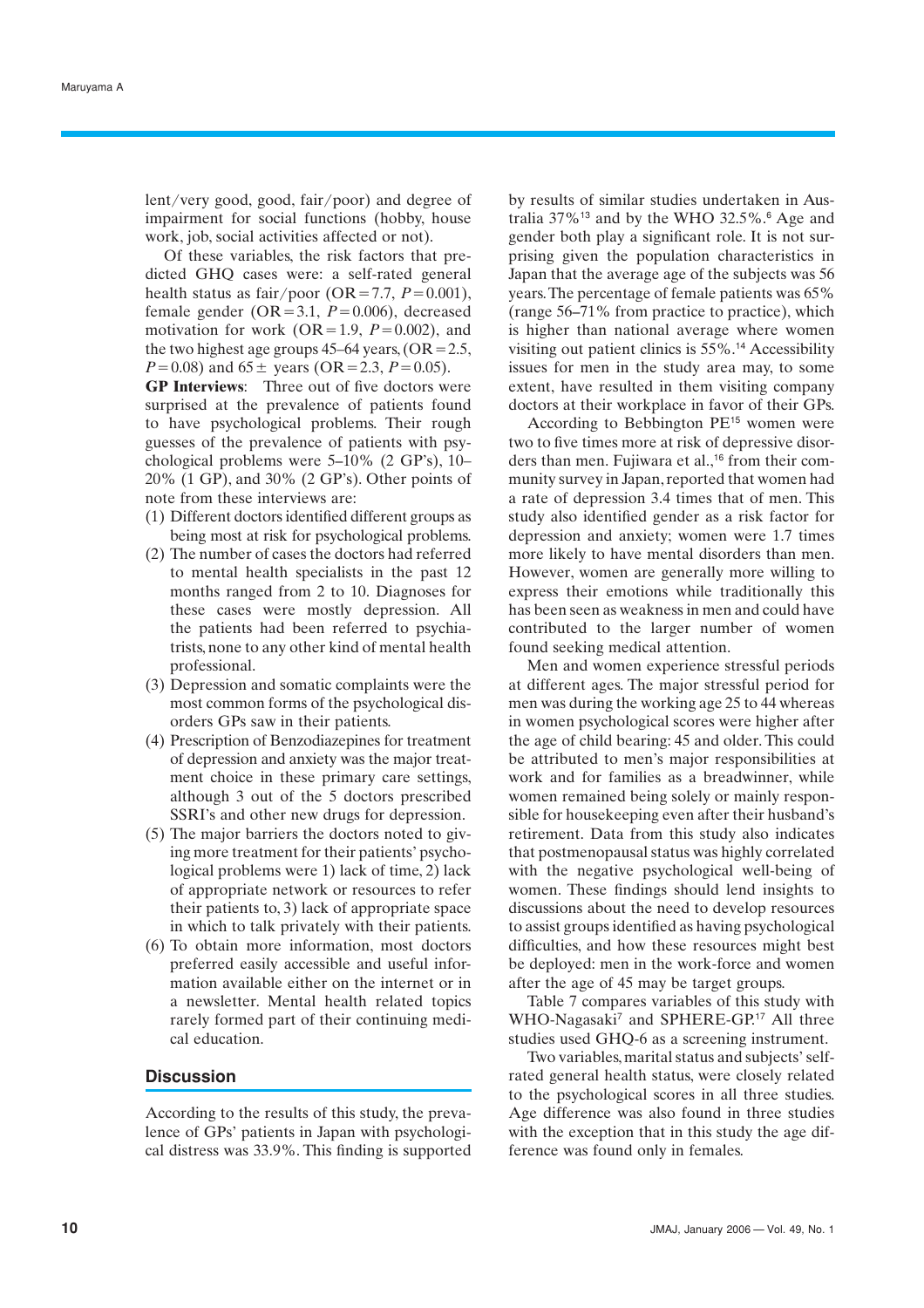lent/very good, good, fair/poor) and degree of impairment for social functions (hobby, house work, job, social activities affected or not).

Of these variables, the risk factors that predicted GHQ cases were: a self-rated general health status as fair/poor (OR = 7.7, $P = 0.001$), female gender (OR = 3.1, $P = 0.006$), decreased motivation for work (OR = 1.9, $P = 0.002$), and the two highest age groups 45–64 years, (OR = 2.5, $P = 0.08$) and 65 ± years (OR = 2.3, $P = 0.05$).

**GP Interviews**: Three out of five doctors were surprised at the prevalence of patients found to have psychological problems. Their rough guesses of the prevalence of patients with psychological problems were 5–10% (2 GP's), 10–20% (1 GP), and 30% (2 GP's). Other points of note from these interviews are:

(1) Different doctors identified different groups as being most at risk for psychological problems.
(2) The number of cases the doctors had referred to mental health specialists in the past 12 months ranged from 2 to 10. Diagnoses for these cases were mostly depression. All the patients had been referred to psychiatrists, none to any other kind of mental health professional.
(3) Depression and somatic complaints were the most common forms of the psychological disorders GPs saw in their patients.
(4) Prescription of Benzodiazepines for treatment of depression and anxiety was the major treatment choice in these primary care settings, although 3 out of the 5 doctors prescribed SSRI's and other new drugs for depression.
(5) The major barriers the doctors noted to giving more treatment for their patients' psychological problems were 1) lack of time, 2) lack of appropriate network or resources to refer their patients to, 3) lack of appropriate space in which to talk privately with their patients.
(6) To obtain more information, most doctors preferred easily accessible and useful information available either on the internet or in a newsletter. Mental health related topics rarely formed part of their continuing medical education.

## Discussion

According to the results of this study, the prevalence of GPs' patients in Japan with psychological distress was 33.9%. This finding is supported by results of similar studies undertaken in Australia 37%[13] and by the WHO 32.5%.[6] Age and gender both play a significant role. It is not surprising given the population characteristics in Japan that the average age of the subjects was 56 years. The percentage of female patients was 65% (range 56–71% from practice to practice), which is higher than national average where women visiting out patient clinics is 55%.[14] Accessibility issues for men in the study area may, to some extent, have resulted in them visiting company doctors at their workplace in favor of their GPs.

According to Bebbington PE[15] women were two to five times more at risk of depressive disorders than men. Fujiwara et al.,[16] from their community survey in Japan, reported that women had a rate of depression 3.4 times that of men. This study also identified gender as a risk factor for depression and anxiety; women were 1.7 times more likely to have mental disorders than men. However, women are generally more willing to express their emotions while traditionally this has been seen as weakness in men and could have contributed to the larger number of women found seeking medical attention.

Men and women experience stressful periods at different ages. The major stressful period for men was during the working age 25 to 44 whereas in women psychological scores were higher after the age of child bearing: 45 and older. This could be attributed to men's major responsibilities at work and for families as a breadwinner, while women remained being solely or mainly responsible for housekeeping even after their husband's retirement. Data from this study also indicates that postmenopausal status was highly correlated with the negative psychological well-being of women. These findings should lend insights to discussions about the need to develop resources to assist groups identified as having psychological difficulties, and how these resources might best be deployed: men in the work-force and women after the age of 45 may be target groups.

Table 7 compares variables of this study with WHO-Nagasaki[7] and SPHERE-GP.[17] All three studies used GHQ-6 as a screening instrument.

Two variables, marital status and subjects' self-rated general health status, were closely related to the psychological scores in all three studies. Age difference was also found in three studies with the exception that in this study the age difference was found only in females.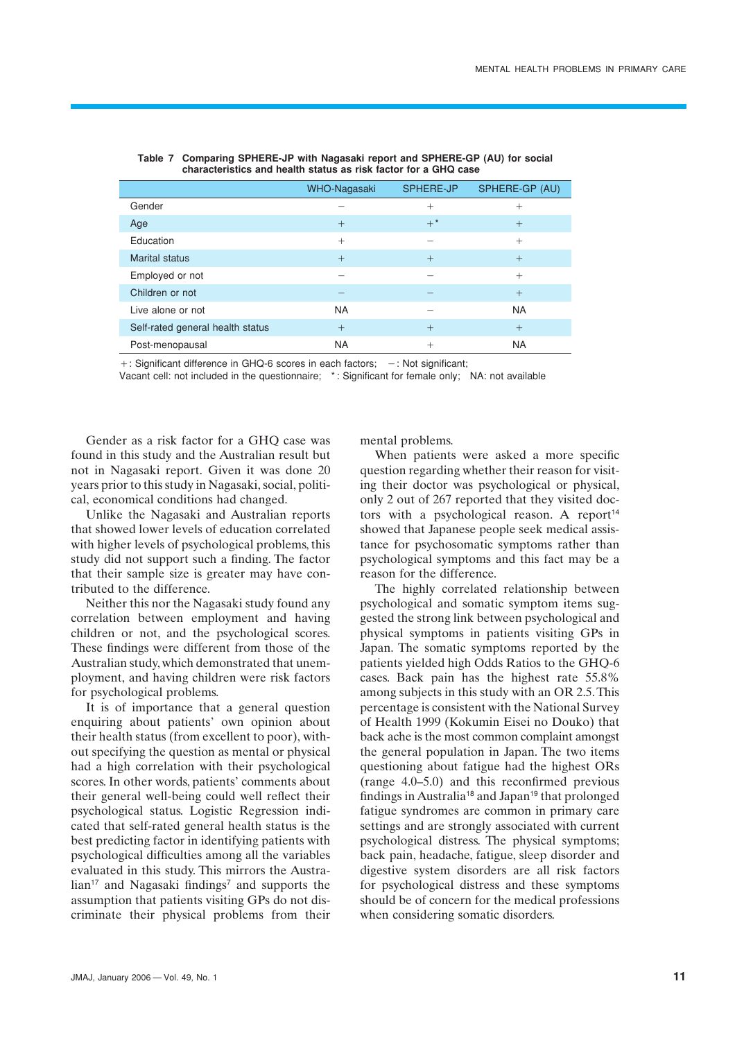**Table 7 Comparing SPHERE-JP with Nagasaki report and SPHERE-GP (AU) for social characteristics and health status as risk factor for a GHQ case**

| | WHO-Nagasaki | SPHERE-JP | SPHERE-GP (AU) |
|---|---|---|---|
| Gender | − | + | + |
| Age | + | +* | + |
| Education | + | − | + |
| Marital status | + | + | + |
| Employed or not | − | − | + |
| Children or not | − | − | + |
| Live alone or not | NA | − | NA |
| Self-rated general health status | + | + | + |
| Post-menopausal | NA | + | NA |

+: Significant difference in GHQ-6 scores in each factors; −: Not significant;
Vacant cell: not included in the questionnaire; *: Significant for female only; NA: not available

Gender as a risk factor for a GHQ case was found in this study and the Australian result but not in Nagasaki report. Given it was done 20 years prior to this study in Nagasaki, social, political, economical conditions had changed.

Unlike the Nagasaki and Australian reports that showed lower levels of education correlated with higher levels of psychological problems, this study did not support such a finding. The factor that their sample size is greater may have contributed to the difference.

Neither this nor the Nagasaki study found any correlation between employment and having children or not, and the psychological scores. These findings were different from those of the Australian study, which demonstrated that unemployment, and having children were risk factors for psychological problems.

It is of importance that a general question enquiring about patients' own opinion about their health status (from excellent to poor), without specifying the question as mental or physical had a high correlation with their psychological scores. In other words, patients' comments about their general well-being could well reflect their psychological status. Logistic Regression indicated that self-rated general health status is the best predicting factor in identifying patients with psychological difficulties among all the variables evaluated in this study. This mirrors the Australian[17] and Nagasaki findings[7] and supports the assumption that patients visiting GPs do not discriminate their physical problems from their mental problems.

When patients were asked a more specific question regarding whether their reason for visiting their doctor was psychological or physical, only 2 out of 267 reported that they visited doctors with a psychological reason. A report[14] showed that Japanese people seek medical assistance for psychosomatic symptoms rather than psychological symptoms and this fact may be a reason for the difference.

The highly correlated relationship between psychological and somatic symptom items suggested the strong link between psychological and physical symptoms in patients visiting GPs in Japan. The somatic symptoms reported by the patients yielded high Odds Ratios to the GHQ-6 cases. Back pain has the highest rate 55.8% among subjects in this study with an OR 2.5. This percentage is consistent with the National Survey of Health 1999 (Kokumin Eisei no Douko) that back ache is the most common complaint amongst the general population in Japan. The two items questioning about fatigue had the highest ORs (range 4.0–5.0) and this reconfirmed previous findings in Australia[18] and Japan[19] that prolonged fatigue syndromes are common in primary care settings and are strongly associated with current psychological distress. The physical symptoms; back pain, headache, fatigue, sleep disorder and digestive system disorders are all risk factors for psychological distress and these symptoms should be of concern for the medical professions when considering somatic disorders.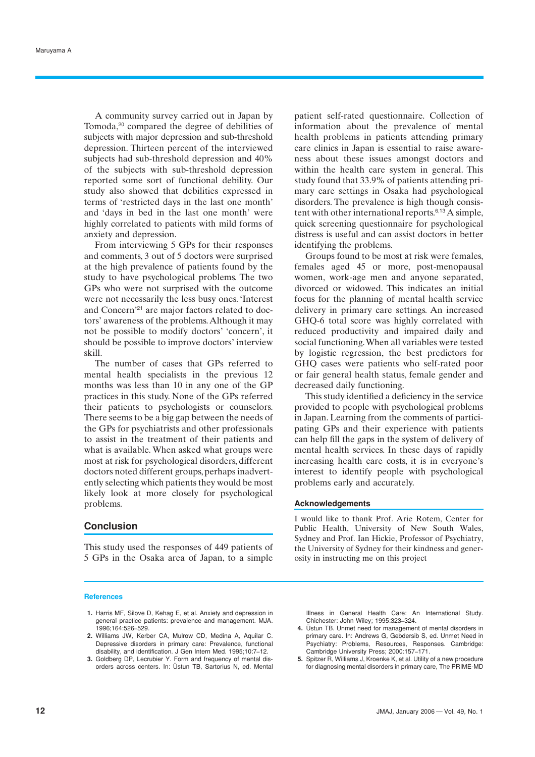A community survey carried out in Japan by Tomoda,[20] compared the degree of debilities of subjects with major depression and sub-threshold depression. Thirteen percent of the interviewed subjects had sub-threshold depression and 40% of the subjects with sub-threshold depression reported some sort of functional debility. Our study also showed that debilities expressed in terms of 'restricted days in the last one month' and 'days in bed in the last one month' were highly correlated to patients with mild forms of anxiety and depression.

From interviewing 5 GPs for their responses and comments, 3 out of 5 doctors were surprised at the high prevalence of patients found by the study to have psychological problems. The two GPs who were not surprised with the outcome were not necessarily the less busy ones. 'Interest and Concern'[21] are major factors related to doctors' awareness of the problems. Although it may not be possible to modify doctors' 'concern', it should be possible to improve doctors' interview skill.

The number of cases that GPs referred to mental health specialists in the previous 12 months was less than 10 in any one of the GP practices in this study. None of the GPs referred their patients to psychologists or counselors. There seems to be a big gap between the needs of the GPs for psychiatrists and other professionals to assist in the treatment of their patients and what is available. When asked what groups were most at risk for psychological disorders, different doctors noted different groups, perhaps inadvertently selecting which patients they would be most likely look at more closely for psychological problems.

## Conclusion

This study used the responses of 449 patients of 5 GPs in the Osaka area of Japan, to a simple patient self-rated questionnaire. Collection of information about the prevalence of mental health problems in patients attending primary care clinics in Japan is essential to raise awareness about these issues amongst doctors and within the health care system in general. This study found that 33.9% of patients attending primary care settings in Osaka had psychological disorders. The prevalence is high though consistent with other international reports.[6,13] A simple, quick screening questionnaire for psychological distress is useful and can assist doctors in better identifying the problems.

Groups found to be most at risk were females, females aged 45 or more, post-menopausal women, work-age men and anyone separated, divorced or widowed. This indicates an initial focus for the planning of mental health service delivery in primary care settings. An increased GHQ-6 total score was highly correlated with reduced productivity and impaired daily and social functioning. When all variables were tested by logistic regression, the best predictors for GHQ cases were patients who self-rated poor or fair general health status, female gender and decreased daily functioning.

This study identified a deficiency in the service provided to people with psychological problems in Japan. Learning from the comments of participating GPs and their experience with patients can help fill the gaps in the system of delivery of mental health services. In these days of rapidly increasing health care costs, it is in everyone's interest to identify people with psychological problems early and accurately.

### Acknowledgements

I would like to thank Prof. Arie Rotem, Center for Public Health, University of New South Wales, Sydney and Prof. Ian Hickie, Professor of Psychiatry, the University of Sydney for their kindness and generosity in instructing me on this project

### References

1. Harris MF, Silove D, Kehag E, et al. Anxiety and depression in general practice patients: prevalence and management. MJA. 1996;164:526–529.
2. Williams JW, Kerber CA, Mulrow CD, Medina A, Aquilar C. Depressive disorders in primary care: Prevalence, functional disability, and identification. J Gen Intern Med. 1995;10:7–12.
3. Goldberg DP, Lecrubier Y. Form and frequency of mental disorders across centers. In: Üstun TB, Sartorius N, ed. Mental Illness in General Health Care: An International Study. Chichester: John Wiley; 1995:323–324.
4. Üstun TB. Unmet need for management of mental disorders in primary care. In: Andrews G, Gebdersib S, ed. Unmet Need in Psychiatry: Problems, Resources, Responses. Cambridge: Cambridge University Press; 2000:157–171.
5. Spitzer R, Williams J, Kroenke K, et al. Utility of a new procedure for diagnosing mental disorders in primary care, The PRIME-MD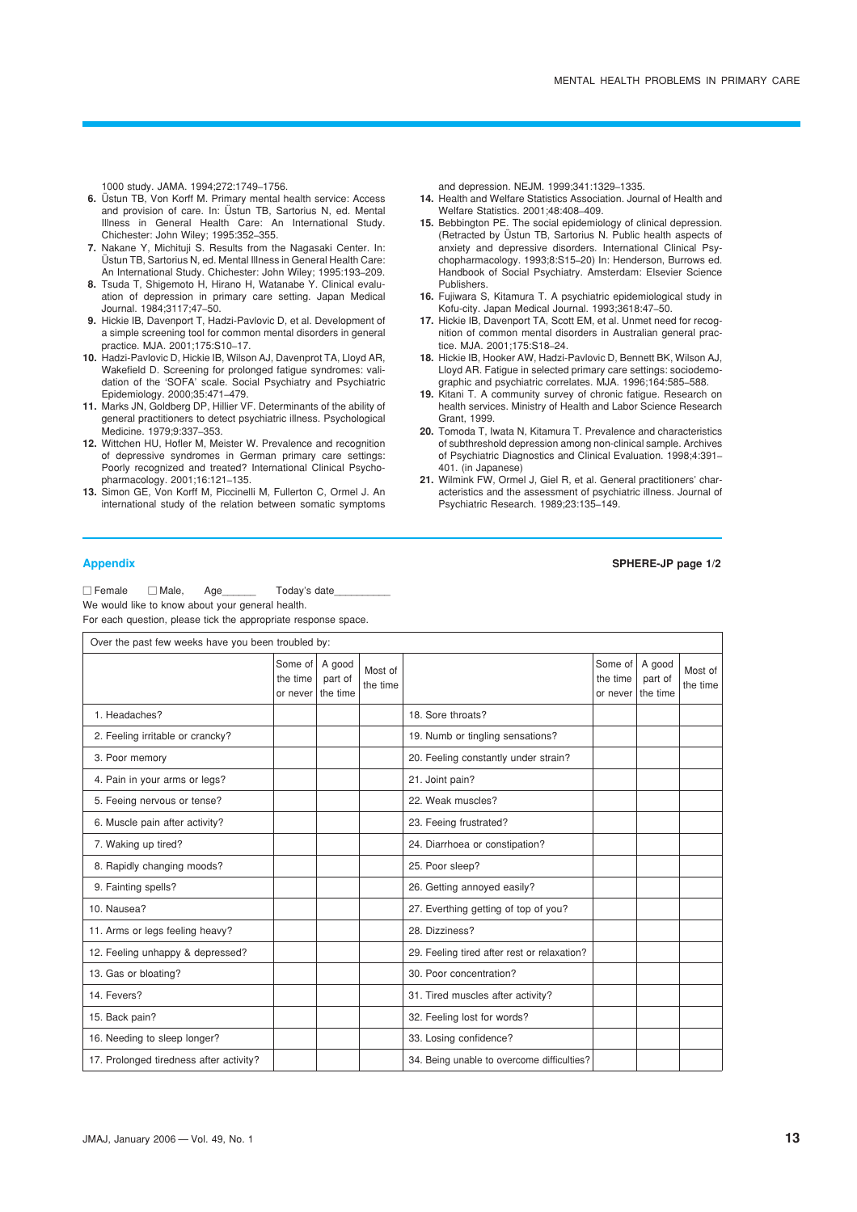1000 study. JAMA. 1994;272:1749–1756.

6. Üstun TB, Von Korff M. Primary mental health service: Access and provision of care. In: Üstun TB, Sartorius N, ed. Mental Illness in General Health Care: An International Study. Chichester: John Wiley; 1995:352–355.
7. Nakane Y, Michituji S. Results from the Nagasaki Center. In: Üstun TB, Sartorius N, ed. Mental Illness in General Health Care: An International Study. Chichester: John Wiley; 1995:193–209.
8. Tsuda T, Shigemoto H, Hirano H, Watanabe Y. Clinical evaluation of depression in primary care setting. Japan Medical Journal. 1984;3117;47–50.
9. Hickie IB, Davenport T, Hadzi-Pavlovic D, et al. Development of a simple screening tool for common mental disorders in general practice. MJA. 2001;175:S10–17.
10. Hadzi-Pavlovic D, Hickie IB, Wilson AJ, Davenprot TA, Lloyd AR, Wakefield D. Screening for prolonged fatigue syndromes: validation of the 'SOFA' scale. Social Psychiatry and Psychiatric Epidemiology. 2000;35:471–479.
11. Marks JN, Goldberg DP, Hillier VF. Determinants of the ability of general practitioners to detect psychiatric illness. Psychological Medicine. 1979;9:337–353.
12. Wittchen HU, Hofler M, Meister W. Prevalence and recognition of depressive syndromes in German primary care settings: Poorly recognized and treated? International Clinical Psychopharmacology. 2001;16:121–135.
13. Simon GE, Von Korff M, Piccinelli M, Fullerton C, Ormel J. An international study of the relation between somatic symptoms and depression. NEJM. 1999;341:1329–1335.
14. Health and Welfare Statistics Association. Journal of Health and Welfare Statistics. 2001;48:408–409.
15. Bebbington PE. The social epidemiology of clinical depression. (Retracted by Üstun TB, Sartorius N. Public health aspects of anxiety and depressive disorders. International Clinical Psychopharmacology. 1993;8:S15–20) In: Henderson, Burrows ed. Handbook of Social Psychiatry. Amsterdam: Elsevier Science Publishers.
16. Fujiwara S, Kitamura T. A psychiatric epidemiological study in Kofu-city. Japan Medical Journal. 1993;3618:47–50.
17. Hickie IB, Davenport TA, Scott EM, et al. Unmet need for recognition of common mental disorders in Australian general practice. MJA. 2001;175:S18–24.
18. Hickie IB, Hooker AW, Hadzi-Pavlovic D, Bennett BK, Wilson AJ, Lloyd AR. Fatigue in selected primary care settings: sociodemographic and psychiatric correlates. MJA. 1996;164:585–588.
19. Kitani T. A community survey of chronic fatigue. Research on health services. Ministry of Health and Labor Science Research Grant, 1999.
20. Tomoda T, Iwata N, Kitamura T. Prevalence and characteristics of subthreshold depression among non-clinical sample. Archives of Psychiatric Diagnostics and Clinical Evaluation. 1998;4:391–401. (in Japanese)
21. Wilmink FW, Ormel J, Giel R, et al. General practitioners' characteristics and the assessment of psychiatric illness. Journal of Psychiatric Research. 1989;23:135–149.

## Appendix

**SPHERE-JP page 1/2**

☐ Female ☐ Male, Age______ Today's date__________

We would like to know about your general health.

For each question, please tick the appropriate response space.

| Over the past few weeks have you been troubled by: | | | | | | | |
|---|---|---|---|---|---|---|---|
| | Some of the time or never | A good part of the time | Most of the time | | Some of the time or never | A good part of the time | Most of the time |
| 1. Headaches? | | | | 18. Sore throats? | | | |
| 2. Feeling irritable or crancky? | | | | 19. Numb or tingling sensations? | | | |
| 3. Poor memory | | | | 20. Feeling constantly under strain? | | | |
| 4. Pain in your arms or legs? | | | | 21. Joint pain? | | | |
| 5. Feeing nervous or tense? | | | | 22. Weak muscles? | | | |
| 6. Muscle pain after activity? | | | | 23. Feeing frustrated? | | | |
| 7. Waking up tired? | | | | 24. Diarrhoea or constipation? | | | |
| 8. Rapidly changing moods? | | | | 25. Poor sleep? | | | |
| 9. Fainting spells? | | | | 26. Getting annoyed easily? | | | |
| 10. Nausea? | | | | 27. Everthing getting of top of you? | | | |
| 11. Arms or legs feeling heavy? | | | | 28. Dizziness? | | | |
| 12. Feeling unhappy & depressed? | | | | 29. Feeling tired after rest or relaxation? | | | |
| 13. Gas or bloating? | | | | 30. Poor concentration? | | | |
| 14. Fevers? | | | | 31. Tired muscles after activity? | | | |
| 15. Back pain? | | | | 32. Feeling lost for words? | | | |
| 16. Needing to sleep longer? | | | | 33. Losing confidence? | | | |
| 17. Prolonged tiredness after activity? | | | | 34. Being unable to overcome difficulties? | | | |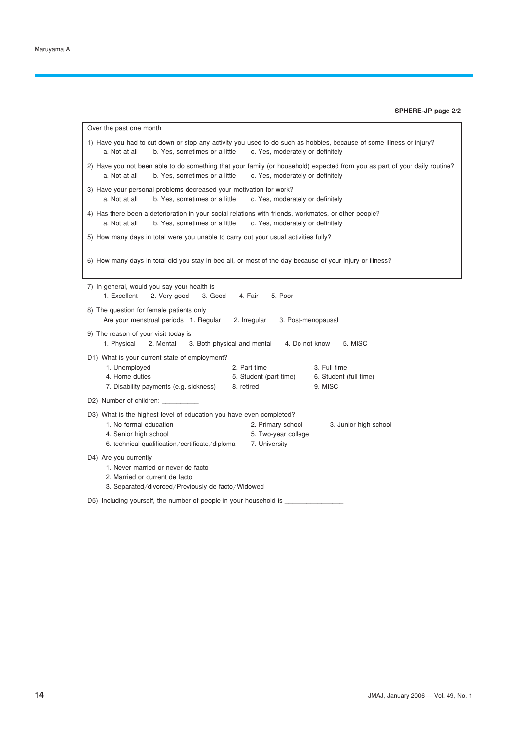**SPHERE-JP page 2/2**

Over the past one month

1) Have you had to cut down or stop any activity you used to do such as hobbies, because of some illness or injury?
   a. Not at all  b. Yes, sometimes or a little  c. Yes, moderately or definitely

2) Have you not been able to do something that your family (or household) expected from you as part of your daily routine?
   a. Not at all  b. Yes, sometimes or a little  c. Yes, moderately or definitely

3) Have your personal problems decreased your motivation for work?
   a. Not at all  b. Yes, sometimes or a little  c. Yes, moderately or definitely

4) Has there been a deterioration in your social relations with friends, workmates, or other people?
   a. Not at all  b. Yes, sometimes or a little  c. Yes, moderately or definitely

5) How many days in total were you unable to carry out your usual activities fully?

6) How many days in total did you stay in bed all, or most of the day because of your injury or illness?

7) In general, would you say your health is
   1. Excellent  2. Very good  3. Good  4. Fair  5. Poor

8) The question for female patients only
   Are your menstrual periods  1. Regular  2. Irregular  3. Post-menopausal

9) The reason of your visit today is
   1. Physical  2. Mental  3. Both physical and mental  4. Do not know  5. MISC

D1) What is your current state of employment?
   1. Unemployed  2. Part time  3. Full time
   4. Home duties  5. Student (part time)  6. Student (full time)
   7. Disability payments (e.g. sickness)  8. retired  9. MISC

D2) Number of children: __________

D3) What is the highest level of education you have even completed?
   1. No formal education  2. Primary school  3. Junior high school
   4. Senior high school  5. Two-year college
   6. technical qualification/certificate/diploma  7. University

D4) Are you currently
   1. Never married or never de facto
   2. Married or current de facto
   3. Separated/divorced/Previously de facto/Widowed

D5) Including yourself, the number of people in your household is ________________